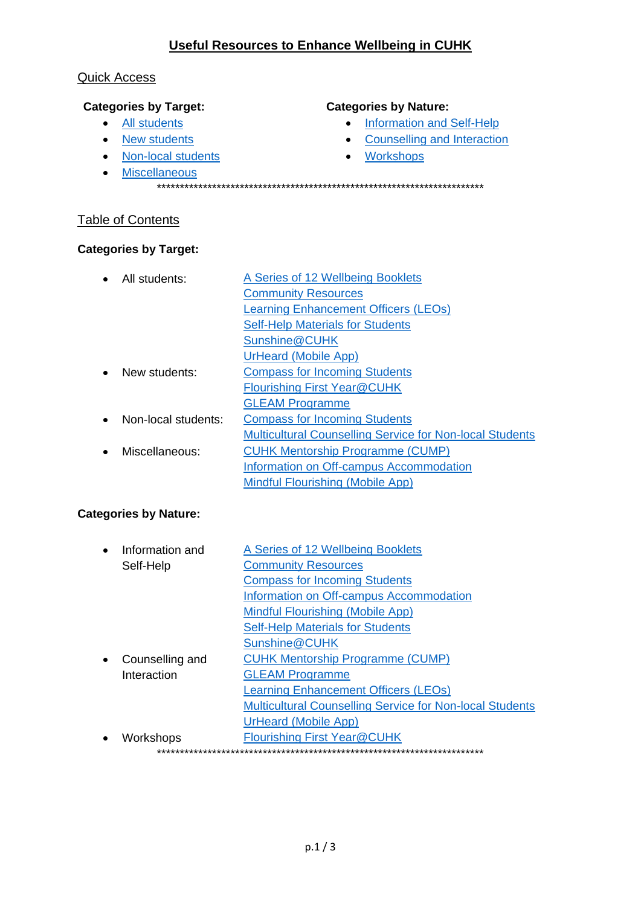# Useful Resources to Enhance Wellbeing in CUHK

## Quick Access

**Categories by Target:**

- All students
- New students
- Non-local students
- Miscellaneous

**Categories by Nature:**

- Information and Self-Help
- Counselling and Interaction
- Workshops

***************************************************************************

## Table of Contents

**Categories by Target:**

- All students:
  - A Series of 12 Wellbeing Booklets
  - Community Resources
  - Learning Enhancement Officers (LEOs)
  - Self-Help Materials for Students
  - Sunshine@CUHK
  - UrHeard (Mobile App)
- New students:
  - Compass for Incoming Students
  - Flourishing First Year@CUHK
  - GLEAM Programme
- Non-local students:
  - Compass for Incoming Students
  - Multicultural Counselling Service for Non-local Students
- Miscellaneous:
  - CUHK Mentorship Programme (CUMP)
  - Information on Off-campus Accommodation
  - Mindful Flourishing (Mobile App)

**Categories by Nature:**

- Information and Self-Help
  - A Series of 12 Wellbeing Booklets
  - Community Resources
  - Compass for Incoming Students
  - Information on Off-campus Accommodation
  - Mindful Flourishing (Mobile App)
  - Self-Help Materials for Students
  - Sunshine@CUHK
- Counselling and Interaction
  - CUHK Mentorship Programme (CUMP)
  - GLEAM Programme
  - Learning Enhancement Officers (LEOs)
  - Multicultural Counselling Service for Non-local Students
  - UrHeard (Mobile App)
- Workshops
  - Flourishing First Year@CUHK

***************************************************************************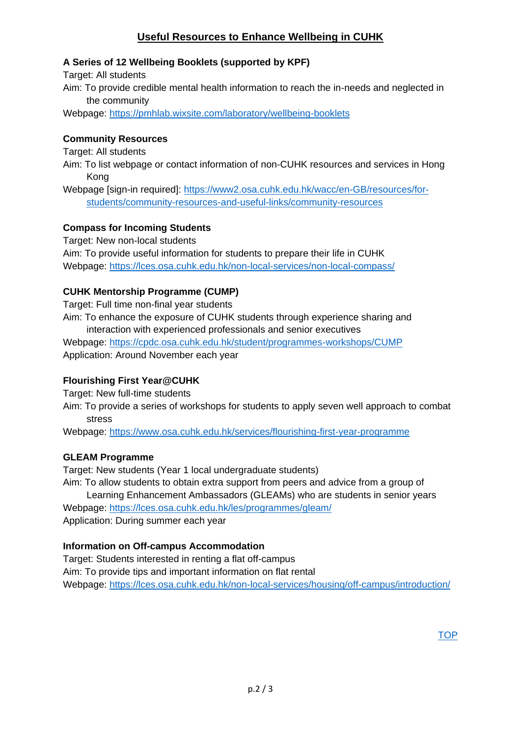## Useful Resources to Enhance Wellbeing in CUHK

**A Series of 12 Wellbeing Booklets (supported by KPF)**

Target: All students

Aim: To provide credible mental health information to reach the in-needs and neglected in the community

Webpage: https://pmhlab.wixsite.com/laboratory/wellbeing-booklets

**Community Resources**

Target: All students

Aim: To list webpage or contact information of non-CUHK resources and services in Hong Kong

Webpage [sign-in required]: https://www2.osa.cuhk.edu.hk/wacc/en-GB/resources/for-students/community-resources-and-useful-links/community-resources

**Compass for Incoming Students**

Target: New non-local students

Aim: To provide useful information for students to prepare their life in CUHK

Webpage: https://lces.osa.cuhk.edu.hk/non-local-services/non-local-compass/

**CUHK Mentorship Programme (CUMP)**

Target: Full time non-final year students

Aim: To enhance the exposure of CUHK students through experience sharing and interaction with experienced professionals and senior executives

Webpage: https://cpdc.osa.cuhk.edu.hk/student/programmes-workshops/CUMP

Application: Around November each year

**Flourishing First Year@CUHK**

Target: New full-time students

Aim: To provide a series of workshops for students to apply seven well approach to combat stress

Webpage: https://www.osa.cuhk.edu.hk/services/flourishing-first-year-programme

**GLEAM Programme**

Target: New students (Year 1 local undergraduate students)

Aim: To allow students to obtain extra support from peers and advice from a group of Learning Enhancement Ambassadors (GLEAMs) who are students in senior years

Webpage: https://lces.osa.cuhk.edu.hk/les/programmes/gleam/

Application: During summer each year

**Information on Off-campus Accommodation**

Target: Students interested in renting a flat off-campus

Aim: To provide tips and important information on flat rental

Webpage: https://lces.osa.cuhk.edu.hk/non-local-services/housing/off-campus/introduction/

TOP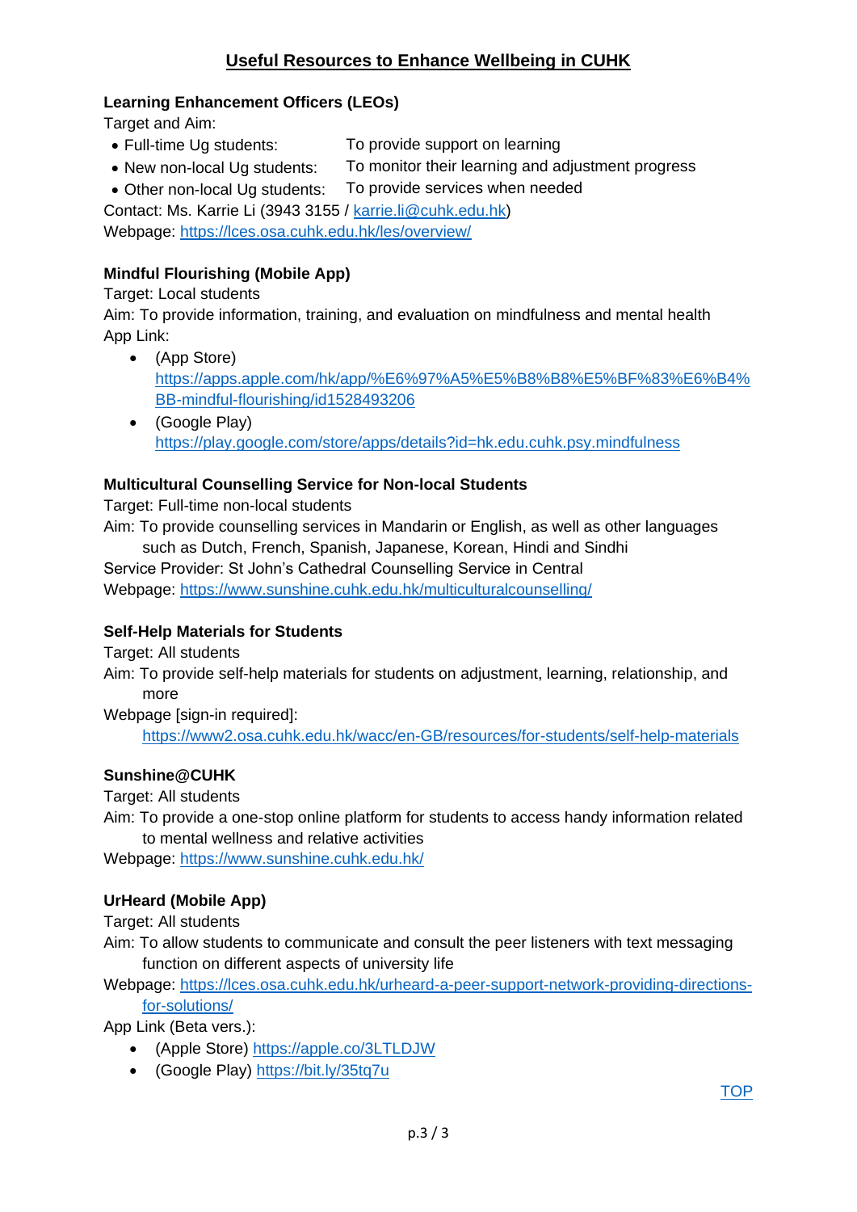## Useful Resources to Enhance Wellbeing in CUHK

**Learning Enhancement Officers (LEOs)**

Target and Aim:

- Full-time Ug students: To provide support on learning
- New non-local Ug students: To monitor their learning and adjustment progress
- Other non-local Ug students: To provide services when needed

Contact: Ms. Karrie Li (3943 3155 / karrie.li@cuhk.edu.hk)

Webpage: https://lces.osa.cuhk.edu.hk/les/overview/

**Mindful Flourishing (Mobile App)**

Target: Local students

Aim: To provide information, training, and evaluation on mindfulness and mental health

App Link:

- (App Store) https://apps.apple.com/hk/app/%E6%97%A5%E5%B8%B8%E5%BF%83%E6%B4%BB-mindful-flourishing/id1528493206
- (Google Play) https://play.google.com/store/apps/details?id=hk.edu.cuhk.psy.mindfulness

**Multicultural Counselling Service for Non-local Students**

Target: Full-time non-local students

Aim: To provide counselling services in Mandarin or English, as well as other languages such as Dutch, French, Spanish, Japanese, Korean, Hindi and Sindhi

Service Provider: St John's Cathedral Counselling Service in Central

Webpage: https://www.sunshine.cuhk.edu.hk/multiculturalcounselling/

**Self-Help Materials for Students**

Target: All students

Aim: To provide self-help materials for students on adjustment, learning, relationship, and more

Webpage [sign-in required]:
https://www2.osa.cuhk.edu.hk/wacc/en-GB/resources/for-students/self-help-materials

**Sunshine@CUHK**

Target: All students

Aim: To provide a one-stop online platform for students to access handy information related to mental wellness and relative activities

Webpage: https://www.sunshine.cuhk.edu.hk/

**UrHeard (Mobile App)**

Target: All students

Aim: To allow students to communicate and consult the peer listeners with text messaging function on different aspects of university life

Webpage: https://lces.osa.cuhk.edu.hk/urheard-a-peer-support-network-providing-directions-for-solutions/

App Link (Beta vers.):

- (Apple Store) https://apple.co/3LTLDJW
- (Google Play) https://bit.ly/35tq7u

TOP